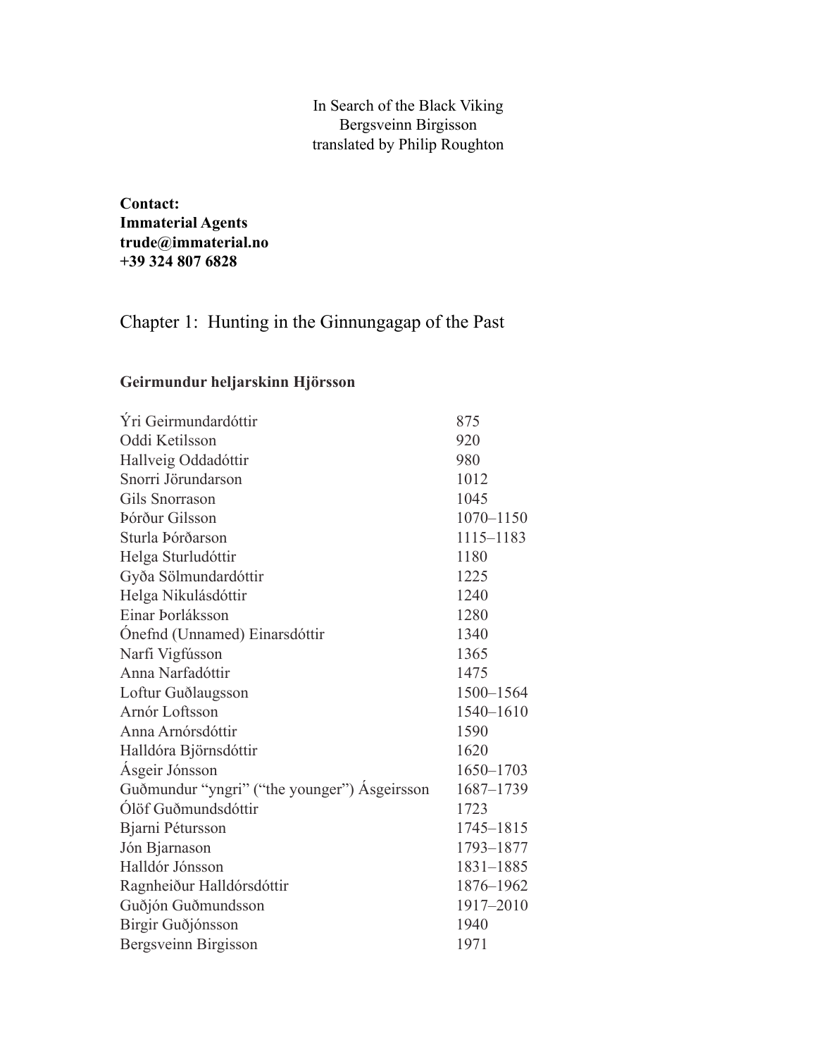In Search of the Black Viking
Bergsveinn Birgisson
translated by Philip Roughton

**Contact:**
**Immaterial Agents**
**trude@immaterial.no**
**+39 324 807 6828**

# Chapter 1: Hunting in the Ginnungagap of the Past

### Geirmundur heljarskinn Hjörsson

| | |
|---|---|
| Ýri Geirmundardóttir | 875 |
| Oddi Ketilsson | 920 |
| Hallveig Oddadóttir | 980 |
| Snorri Jörundarson | 1012 |
| Gils Snorrason | 1045 |
| Þórður Gilsson | 1070–1150 |
| Sturla Þórðarson | 1115–1183 |
| Helga Sturludóttir | 1180 |
| Gyða Sölmundardóttir | 1225 |
| Helga Nikulásdóttir | 1240 |
| Einar Þorláksson | 1280 |
| Ónefnd (Unnamed) Einarsdóttir | 1340 |
| Narfi Vigfússon | 1365 |
| Anna Narfadóttir | 1475 |
| Loftur Guðlaugsson | 1500–1564 |
| Arnór Loftsson | 1540–1610 |
| Anna Arnórsdóttir | 1590 |
| Halldóra Björnsdóttir | 1620 |
| Ásgeir Jónsson | 1650–1703 |
| Guðmundur “yngri” (“the younger”) Ásgeirsson | 1687–1739 |
| Ólöf Guðmundsdóttir | 1723 |
| Bjarni Pétursson | 1745–1815 |
| Jón Bjarnason | 1793–1877 |
| Halldór Jónsson | 1831–1885 |
| Ragnheiður Halldórsdóttir | 1876–1962 |
| Guðjón Guðmundsson | 1917–2010 |
| Birgir Guðjónsson | 1940 |
| Bergsveinn Birgisson | 1971 |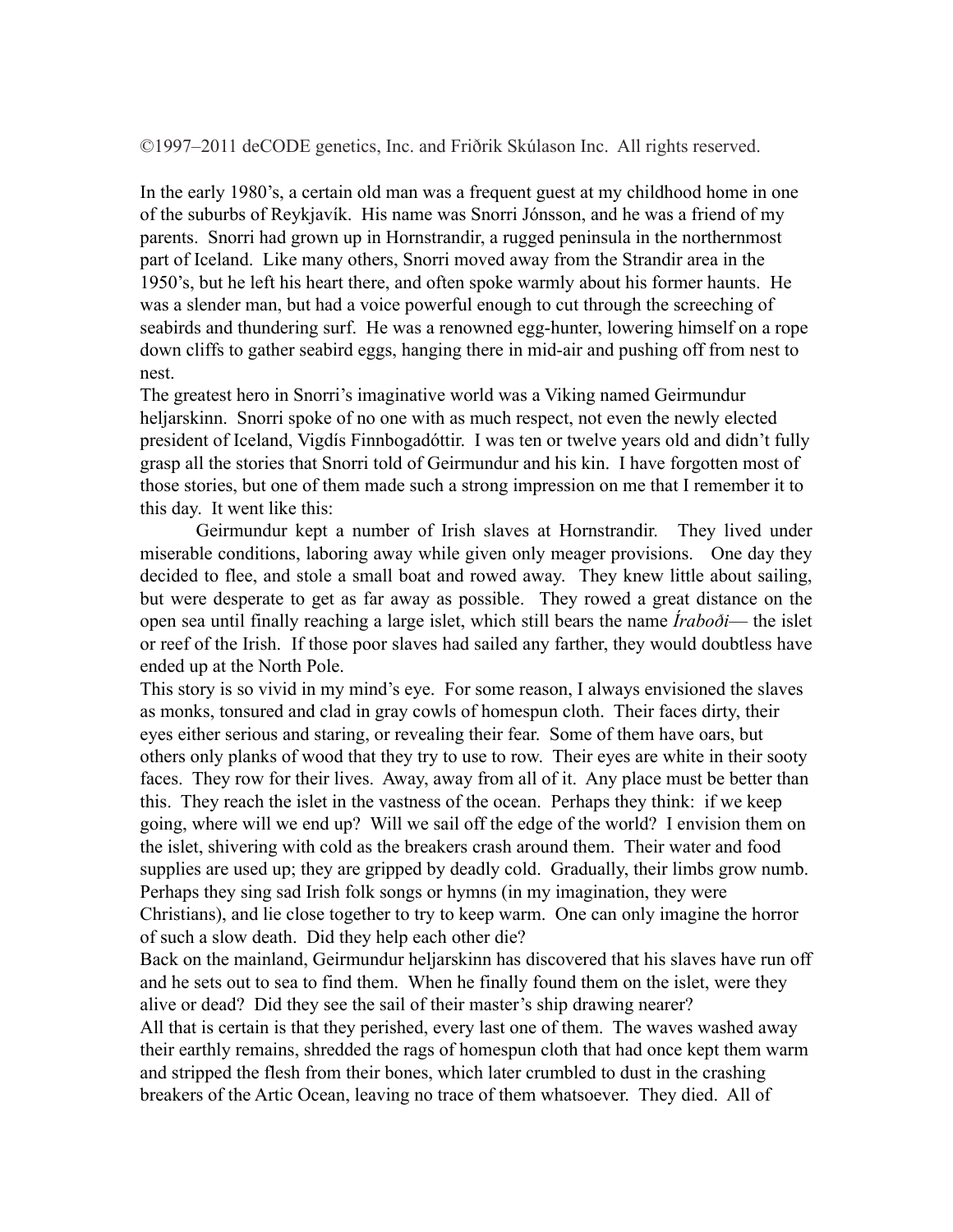©1997–2011 deCODE genetics, Inc. and Friðrik Skúlason Inc. All rights reserved.

In the early 1980's, a certain old man was a frequent guest at my childhood home in one of the suburbs of Reykjavík. His name was Snorri Jónsson, and he was a friend of my parents. Snorri had grown up in Hornstrandir, a rugged peninsula in the northernmost part of Iceland. Like many others, Snorri moved away from the Strandir area in the 1950's, but he left his heart there, and often spoke warmly about his former haunts. He was a slender man, but had a voice powerful enough to cut through the screeching of seabirds and thundering surf. He was a renowned egg-hunter, lowering himself on a rope down cliffs to gather seabird eggs, hanging there in mid-air and pushing off from nest to nest.

The greatest hero in Snorri's imaginative world was a Viking named Geirmundur heljarskinn. Snorri spoke of no one with as much respect, not even the newly elected president of Iceland, Vigdís Finnbogadóttir. I was ten or twelve years old and didn't fully grasp all the stories that Snorri told of Geirmundur and his kin. I have forgotten most of those stories, but one of them made such a strong impression on me that I remember it to this day. It went like this:

Geirmundur kept a number of Irish slaves at Hornstrandir. They lived under miserable conditions, laboring away while given only meager provisions. One day they decided to flee, and stole a small boat and rowed away. They knew little about sailing, but were desperate to get as far away as possible. They rowed a great distance on the open sea until finally reaching a large islet, which still bears the name *Íraboði*— the islet or reef of the Irish. If those poor slaves had sailed any farther, they would doubtless have ended up at the North Pole.

This story is so vivid in my mind's eye. For some reason, I always envisioned the slaves as monks, tonsured and clad in gray cowls of homespun cloth. Their faces dirty, their eyes either serious and staring, or revealing their fear. Some of them have oars, but others only planks of wood that they try to use to row. Their eyes are white in their sooty faces. They row for their lives. Away, away from all of it. Any place must be better than this. They reach the islet in the vastness of the ocean. Perhaps they think: if we keep going, where will we end up? Will we sail off the edge of the world? I envision them on the islet, shivering with cold as the breakers crash around them. Their water and food supplies are used up; they are gripped by deadly cold. Gradually, their limbs grow numb. Perhaps they sing sad Irish folk songs or hymns (in my imagination, they were Christians), and lie close together to try to keep warm. One can only imagine the horror of such a slow death. Did they help each other die?

Back on the mainland, Geirmundur heljarskinn has discovered that his slaves have run off and he sets out to sea to find them. When he finally found them on the islet, were they alive or dead? Did they see the sail of their master's ship drawing nearer?

All that is certain is that they perished, every last one of them. The waves washed away their earthly remains, shredded the rags of homespun cloth that had once kept them warm and stripped the flesh from their bones, which later crumbled to dust in the crashing breakers of the Artic Ocean, leaving no trace of them whatsoever. They died. All of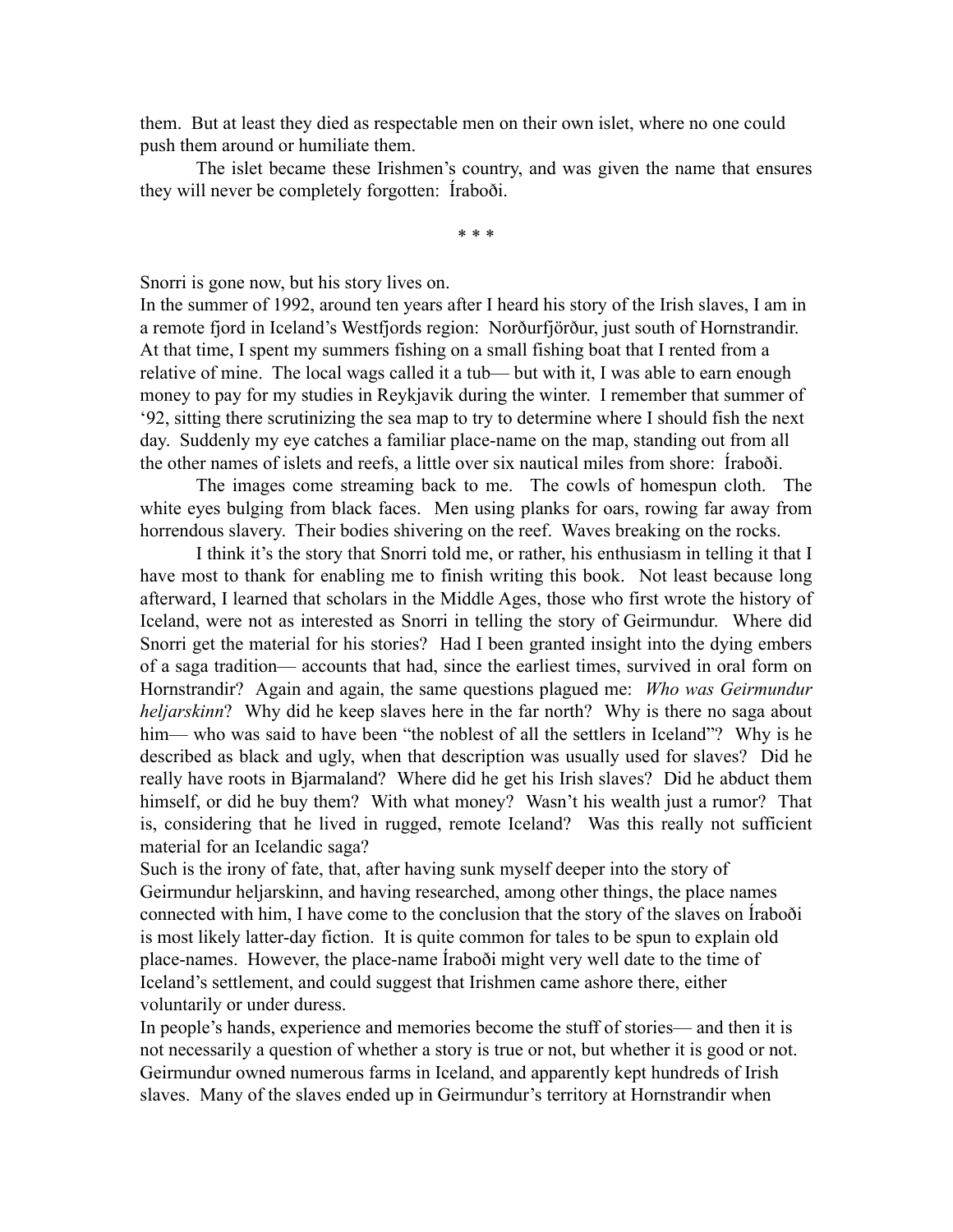them. But at least they died as respectable men on their own islet, where no one could push them around or humiliate them.

The islet became these Irishmen's country, and was given the name that ensures they will never be completely forgotten: Íraboði.

\* \* \*

Snorri is gone now, but his story lives on.

In the summer of 1992, around ten years after I heard his story of the Irish slaves, I am in a remote fjord in Iceland's Westfjords region: Norðurfjörður, just south of Hornstrandir. At that time, I spent my summers fishing on a small fishing boat that I rented from a relative of mine. The local wags called it a tub— but with it, I was able to earn enough money to pay for my studies in Reykjavik during the winter. I remember that summer of '92, sitting there scrutinizing the sea map to try to determine where I should fish the next day. Suddenly my eye catches a familiar place-name on the map, standing out from all the other names of islets and reefs, a little over six nautical miles from shore: Íraboði.

The images come streaming back to me. The cowls of homespun cloth. The white eyes bulging from black faces. Men using planks for oars, rowing far away from horrendous slavery. Their bodies shivering on the reef. Waves breaking on the rocks.

I think it's the story that Snorri told me, or rather, his enthusiasm in telling it that I have most to thank for enabling me to finish writing this book. Not least because long afterward, I learned that scholars in the Middle Ages, those who first wrote the history of Iceland, were not as interested as Snorri in telling the story of Geirmundur. Where did Snorri get the material for his stories? Had I been granted insight into the dying embers of a saga tradition— accounts that had, since the earliest times, survived in oral form on Hornstrandir? Again and again, the same questions plagued me: *Who was Geirmundur heljarskinn*? Why did he keep slaves here in the far north? Why is there no saga about him— who was said to have been "the noblest of all the settlers in Iceland"? Why is he described as black and ugly, when that description was usually used for slaves? Did he really have roots in Bjarmaland? Where did he get his Irish slaves? Did he abduct them himself, or did he buy them? With what money? Wasn't his wealth just a rumor? That is, considering that he lived in rugged, remote Iceland? Was this really not sufficient material for an Icelandic saga?

Such is the irony of fate, that, after having sunk myself deeper into the story of Geirmundur heljarskinn, and having researched, among other things, the place names connected with him, I have come to the conclusion that the story of the slaves on Íraboði is most likely latter-day fiction. It is quite common for tales to be spun to explain old place-names. However, the place-name Íraboði might very well date to the time of Iceland's settlement, and could suggest that Irishmen came ashore there, either voluntarily or under duress.

In people's hands, experience and memories become the stuff of stories— and then it is not necessarily a question of whether a story is true or not, but whether it is good or not. Geirmundur owned numerous farms in Iceland, and apparently kept hundreds of Irish slaves. Many of the slaves ended up in Geirmundur's territory at Hornstrandir when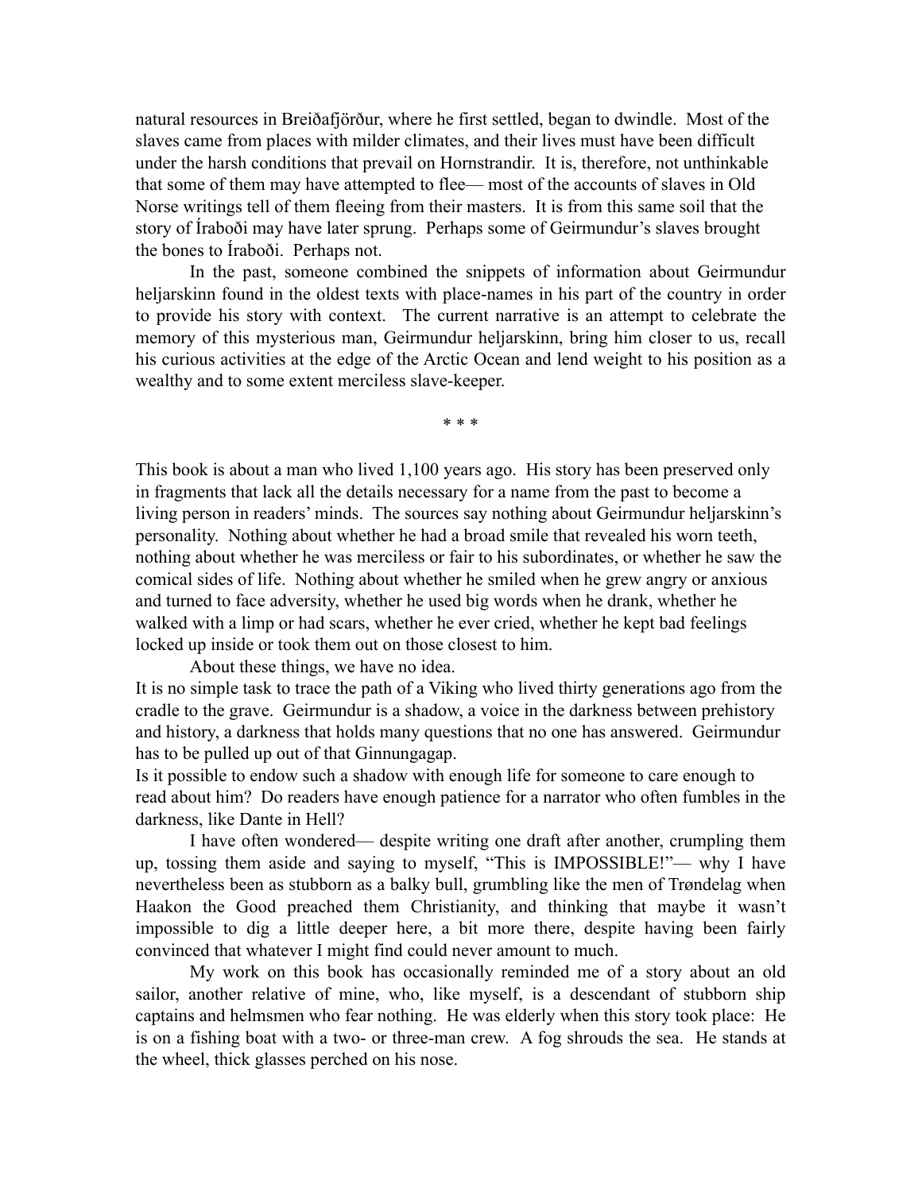natural resources in Breiðafjörður, where he first settled, began to dwindle. Most of the slaves came from places with milder climates, and their lives must have been difficult under the harsh conditions that prevail on Hornstrandir. It is, therefore, not unthinkable that some of them may have attempted to flee— most of the accounts of slaves in Old Norse writings tell of them fleeing from their masters. It is from this same soil that the story of Íraboði may have later sprung. Perhaps some of Geirmundur's slaves brought the bones to Íraboði. Perhaps not.

In the past, someone combined the snippets of information about Geirmundur heljarskinn found in the oldest texts with place-names in his part of the country in order to provide his story with context. The current narrative is an attempt to celebrate the memory of this mysterious man, Geirmundur heljarskinn, bring him closer to us, recall his curious activities at the edge of the Arctic Ocean and lend weight to his position as a wealthy and to some extent merciless slave-keeper.

\* \* \*

This book is about a man who lived 1,100 years ago. His story has been preserved only in fragments that lack all the details necessary for a name from the past to become a living person in readers' minds. The sources say nothing about Geirmundur heljarskinn's personality. Nothing about whether he had a broad smile that revealed his worn teeth, nothing about whether he was merciless or fair to his subordinates, or whether he saw the comical sides of life. Nothing about whether he smiled when he grew angry or anxious and turned to face adversity, whether he used big words when he drank, whether he walked with a limp or had scars, whether he ever cried, whether he kept bad feelings locked up inside or took them out on those closest to him.

About these things, we have no idea.

It is no simple task to trace the path of a Viking who lived thirty generations ago from the cradle to the grave. Geirmundur is a shadow, a voice in the darkness between prehistory and history, a darkness that holds many questions that no one has answered. Geirmundur has to be pulled up out of that Ginnungagap.

Is it possible to endow such a shadow with enough life for someone to care enough to read about him? Do readers have enough patience for a narrator who often fumbles in the darkness, like Dante in Hell?

I have often wondered— despite writing one draft after another, crumpling them up, tossing them aside and saying to myself, "This is IMPOSSIBLE!"— why I have nevertheless been as stubborn as a balky bull, grumbling like the men of Trøndelag when Haakon the Good preached them Christianity, and thinking that maybe it wasn't impossible to dig a little deeper here, a bit more there, despite having been fairly convinced that whatever I might find could never amount to much.

My work on this book has occasionally reminded me of a story about an old sailor, another relative of mine, who, like myself, is a descendant of stubborn ship captains and helmsmen who fear nothing. He was elderly when this story took place: He is on a fishing boat with a two- or three-man crew. A fog shrouds the sea. He stands at the wheel, thick glasses perched on his nose.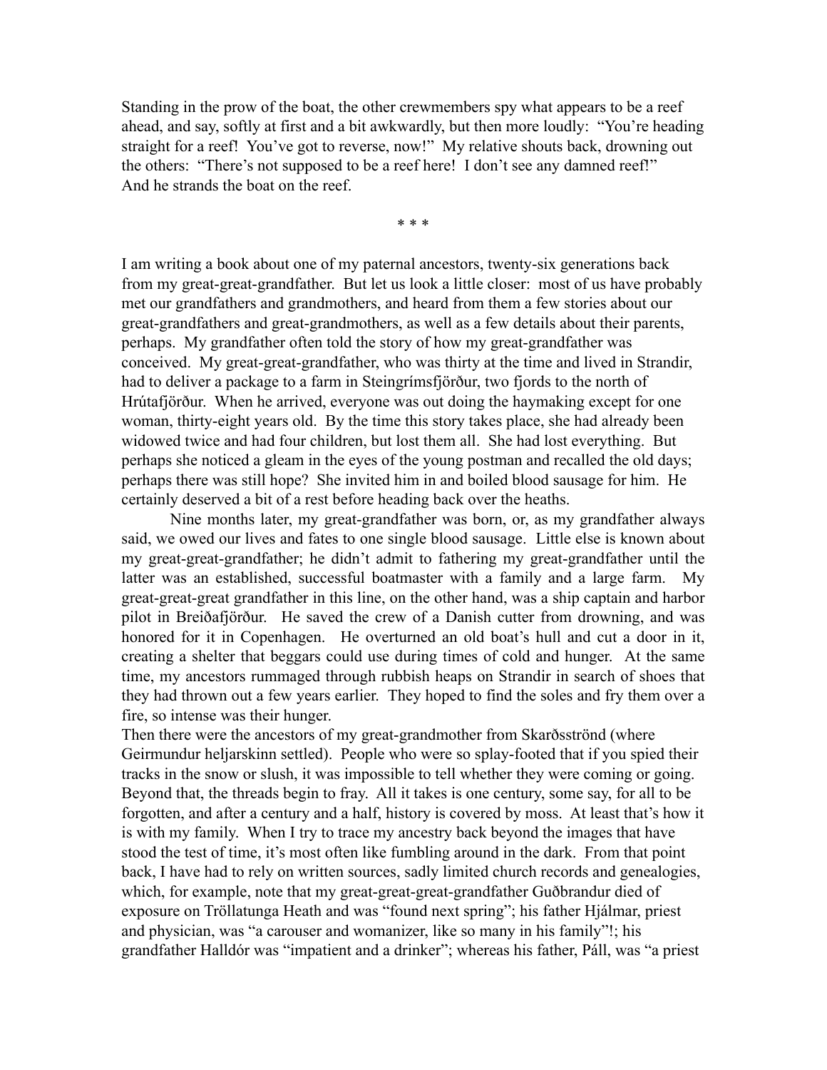Standing in the prow of the boat, the other crewmembers spy what appears to be a reef ahead, and say, softly at first and a bit awkwardly, but then more loudly: "You're heading straight for a reef! You've got to reverse, now!" My relative shouts back, drowning out the others: "There's not supposed to be a reef here! I don't see any damned reef!" And he strands the boat on the reef.

\* \* \*

I am writing a book about one of my paternal ancestors, twenty-six generations back from my great-great-grandfather. But let us look a little closer: most of us have probably met our grandfathers and grandmothers, and heard from them a few stories about our great-grandfathers and great-grandmothers, as well as a few details about their parents, perhaps. My grandfather often told the story of how my great-grandfather was conceived. My great-great-grandfather, who was thirty at the time and lived in Strandir, had to deliver a package to a farm in Steingrímsfjörður, two fjords to the north of Hrútafjörður. When he arrived, everyone was out doing the haymaking except for one woman, thirty-eight years old. By the time this story takes place, she had already been widowed twice and had four children, but lost them all. She had lost everything. But perhaps she noticed a gleam in the eyes of the young postman and recalled the old days; perhaps there was still hope? She invited him in and boiled blood sausage for him. He certainly deserved a bit of a rest before heading back over the heaths.

Nine months later, my great-grandfather was born, or, as my grandfather always said, we owed our lives and fates to one single blood sausage. Little else is known about my great-great-grandfather; he didn't admit to fathering my great-grandfather until the latter was an established, successful boatmaster with a family and a large farm. My great-great-great grandfather in this line, on the other hand, was a ship captain and harbor pilot in Breiðafjörður. He saved the crew of a Danish cutter from drowning, and was honored for it in Copenhagen. He overturned an old boat's hull and cut a door in it, creating a shelter that beggars could use during times of cold and hunger. At the same time, my ancestors rummaged through rubbish heaps on Strandir in search of shoes that they had thrown out a few years earlier. They hoped to find the soles and fry them over a fire, so intense was their hunger.

Then there were the ancestors of my great-grandmother from Skarðsströnd (where Geirmundur heljarskinn settled). People who were so splay-footed that if you spied their tracks in the snow or slush, it was impossible to tell whether they were coming or going. Beyond that, the threads begin to fray. All it takes is one century, some say, for all to be forgotten, and after a century and a half, history is covered by moss. At least that's how it is with my family. When I try to trace my ancestry back beyond the images that have stood the test of time, it's most often like fumbling around in the dark. From that point back, I have had to rely on written sources, sadly limited church records and genealogies, which, for example, note that my great-great-great-grandfather Guðbrandur died of exposure on Tröllatunga Heath and was "found next spring"; his father Hjálmar, priest and physician, was "a carouser and womanizer, like so many in his family"!; his grandfather Halldór was "impatient and a drinker"; whereas his father, Páll, was "a priest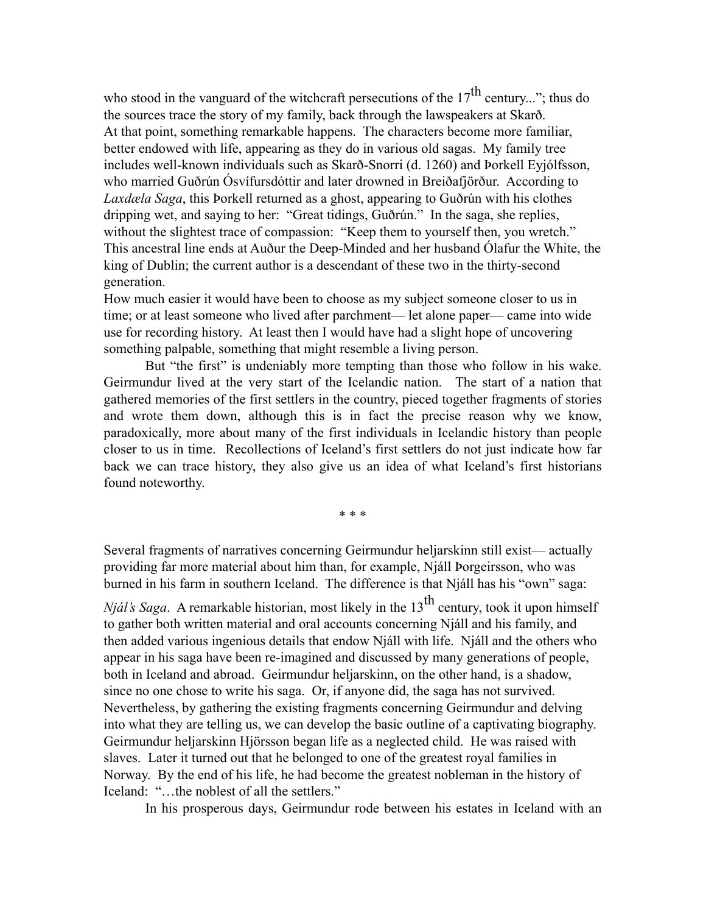who stood in the vanguard of the witchcraft persecutions of the 17th century..."; thus do the sources trace the story of my family, back through the lawspeakers at Skarð.
At that point, something remarkable happens. The characters become more familiar, better endowed with life, appearing as they do in various old sagas. My family tree includes well-known individuals such as Skarð-Snorri (d. 1260) and Þorkell Eyjólfsson, who married Guðrún Ósvífursdóttir and later drowned in Breiðafjörður. According to *Laxdæla Saga*, this Þorkell returned as a ghost, appearing to Guðrún with his clothes dripping wet, and saying to her: "Great tidings, Guðrún." In the saga, she replies, without the slightest trace of compassion: "Keep them to yourself then, you wretch." This ancestral line ends at Auður the Deep-Minded and her husband Ólafur the White, the king of Dublin; the current author is a descendant of these two in the thirty-second generation.
How much easier it would have been to choose as my subject someone closer to us in time; or at least someone who lived after parchment— let alone paper— came into wide use for recording history. At least then I would have had a slight hope of uncovering something palpable, something that might resemble a living person.

But "the first" is undeniably more tempting than those who follow in his wake. Geirmundur lived at the very start of the Icelandic nation. The start of a nation that gathered memories of the first settlers in the country, pieced together fragments of stories and wrote them down, although this is in fact the precise reason why we know, paradoxically, more about many of the first individuals in Icelandic history than people closer to us in time. Recollections of Iceland's first settlers do not just indicate how far back we can trace history, they also give us an idea of what Iceland's first historians found noteworthy.

\* \* \*

Several fragments of narratives concerning Geirmundur heljarskinn still exist— actually providing far more material about him than, for example, Njáll Þorgeirsson, who was burned in his farm in southern Iceland. The difference is that Njáll has his "own" saga: *Njál's Saga*. A remarkable historian, most likely in the 13th century, took it upon himself to gather both written material and oral accounts concerning Njáll and his family, and then added various ingenious details that endow Njáll with life. Njáll and the others who appear in his saga have been re-imagined and discussed by many generations of people, both in Iceland and abroad. Geirmundur heljarskinn, on the other hand, is a shadow, since no one chose to write his saga. Or, if anyone did, the saga has not survived. Nevertheless, by gathering the existing fragments concerning Geirmundur and delving into what they are telling us, we can develop the basic outline of a captivating biography.
Geirmundur heljarskinn Hjörsson began life as a neglected child. He was raised with slaves. Later it turned out that he belonged to one of the greatest royal families in Norway. By the end of his life, he had become the greatest nobleman in the history of Iceland: "…the noblest of all the settlers."

In his prosperous days, Geirmundur rode between his estates in Iceland with an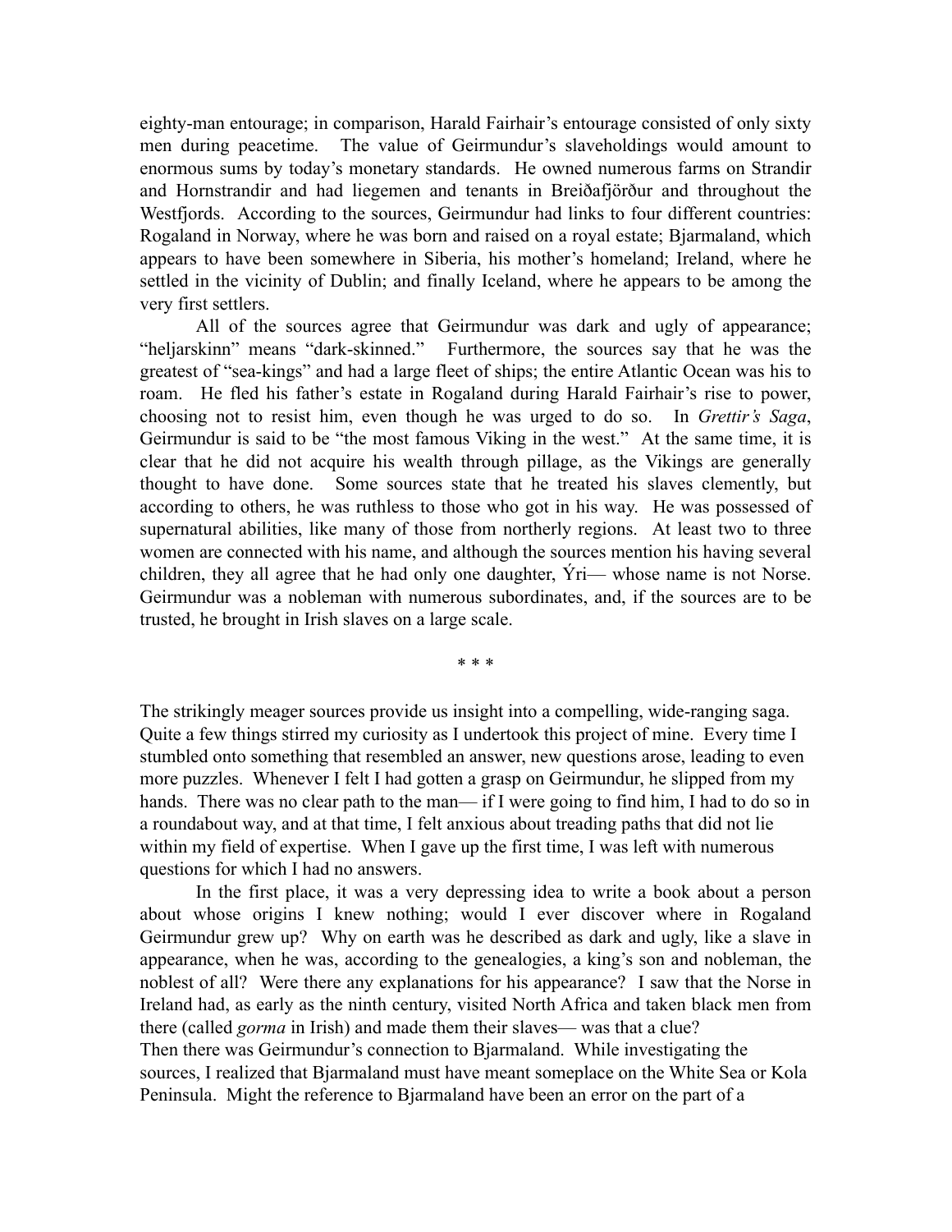eighty-man entourage; in comparison, Harald Fairhair's entourage consisted of only sixty men during peacetime. The value of Geirmundur's slaveholdings would amount to enormous sums by today's monetary standards. He owned numerous farms on Strandir and Hornstrandir and had liegemen and tenants in Breiðafjörður and throughout the Westfjords. According to the sources, Geirmundur had links to four different countries: Rogaland in Norway, where he was born and raised on a royal estate; Bjarmaland, which appears to have been somewhere in Siberia, his mother's homeland; Ireland, where he settled in the vicinity of Dublin; and finally Iceland, where he appears to be among the very first settlers.

All of the sources agree that Geirmundur was dark and ugly of appearance; "heljarskinn" means "dark-skinned." Furthermore, the sources say that he was the greatest of "sea-kings" and had a large fleet of ships; the entire Atlantic Ocean was his to roam. He fled his father's estate in Rogaland during Harald Fairhair's rise to power, choosing not to resist him, even though he was urged to do so. In *Grettir's Saga*, Geirmundur is said to be "the most famous Viking in the west." At the same time, it is clear that he did not acquire his wealth through pillage, as the Vikings are generally thought to have done. Some sources state that he treated his slaves clemently, but according to others, he was ruthless to those who got in his way. He was possessed of supernatural abilities, like many of those from northerly regions. At least two to three women are connected with his name, and although the sources mention his having several children, they all agree that he had only one daughter, Ýri— whose name is not Norse. Geirmundur was a nobleman with numerous subordinates, and, if the sources are to be trusted, he brought in Irish slaves on a large scale.

\* \* \*

The strikingly meager sources provide us insight into a compelling, wide-ranging saga. Quite a few things stirred my curiosity as I undertook this project of mine. Every time I stumbled onto something that resembled an answer, new questions arose, leading to even more puzzles. Whenever I felt I had gotten a grasp on Geirmundur, he slipped from my hands. There was no clear path to the man— if I were going to find him, I had to do so in a roundabout way, and at that time, I felt anxious about treading paths that did not lie within my field of expertise. When I gave up the first time, I was left with numerous questions for which I had no answers.

In the first place, it was a very depressing idea to write a book about a person about whose origins I knew nothing; would I ever discover where in Rogaland Geirmundur grew up? Why on earth was he described as dark and ugly, like a slave in appearance, when he was, according to the genealogies, a king's son and nobleman, the noblest of all? Were there any explanations for his appearance? I saw that the Norse in Ireland had, as early as the ninth century, visited North Africa and taken black men from there (called *gorma* in Irish) and made them their slaves— was that a clue?

Then there was Geirmundur's connection to Bjarmaland. While investigating the sources, I realized that Bjarmaland must have meant someplace on the White Sea or Kola Peninsula. Might the reference to Bjarmaland have been an error on the part of a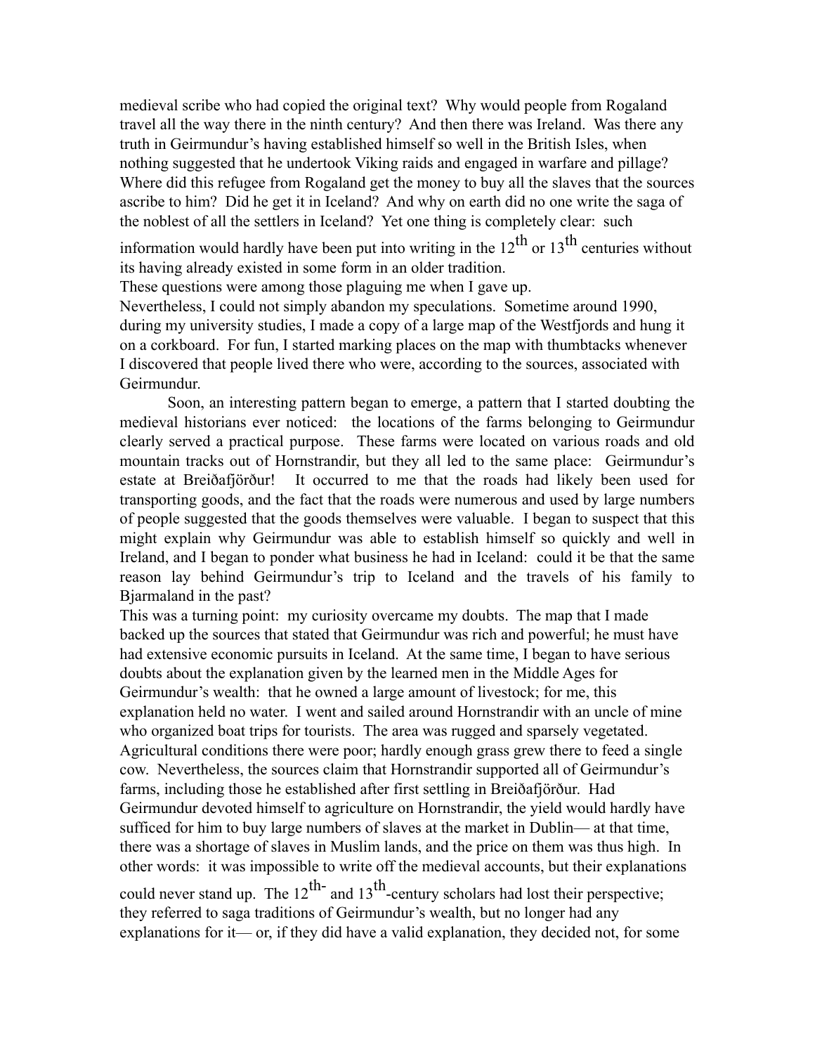medieval scribe who had copied the original text? Why would people from Rogaland travel all the way there in the ninth century? And then there was Ireland. Was there any truth in Geirmundur's having established himself so well in the British Isles, when nothing suggested that he undertook Viking raids and engaged in warfare and pillage? Where did this refugee from Rogaland get the money to buy all the slaves that the sources ascribe to him? Did he get it in Iceland? And why on earth did no one write the saga of the noblest of all the settlers in Iceland? Yet one thing is completely clear: such information would hardly have been put into writing in the 12th or 13th centuries without its having already existed in some form in an older tradition.

These questions were among those plaguing me when I gave up.

Nevertheless, I could not simply abandon my speculations. Sometime around 1990, during my university studies, I made a copy of a large map of the Westfjords and hung it on a corkboard. For fun, I started marking places on the map with thumbtacks whenever I discovered that people lived there who were, according to the sources, associated with Geirmundur.

Soon, an interesting pattern began to emerge, a pattern that I started doubting the medieval historians ever noticed: the locations of the farms belonging to Geirmundur clearly served a practical purpose. These farms were located on various roads and old mountain tracks out of Hornstrandir, but they all led to the same place: Geirmundur's estate at Breiðafjörður! It occurred to me that the roads had likely been used for transporting goods, and the fact that the roads were numerous and used by large numbers of people suggested that the goods themselves were valuable. I began to suspect that this might explain why Geirmundur was able to establish himself so quickly and well in Ireland, and I began to ponder what business he had in Iceland: could it be that the same reason lay behind Geirmundur's trip to Iceland and the travels of his family to Bjarmaland in the past?

This was a turning point: my curiosity overcame my doubts. The map that I made backed up the sources that stated that Geirmundur was rich and powerful; he must have had extensive economic pursuits in Iceland. At the same time, I began to have serious doubts about the explanation given by the learned men in the Middle Ages for Geirmundur's wealth: that he owned a large amount of livestock; for me, this explanation held no water. I went and sailed around Hornstrandir with an uncle of mine who organized boat trips for tourists. The area was rugged and sparsely vegetated. Agricultural conditions there were poor; hardly enough grass grew there to feed a single cow. Nevertheless, the sources claim that Hornstrandir supported all of Geirmundur's farms, including those he established after first settling in Breiðafjörður. Had Geirmundur devoted himself to agriculture on Hornstrandir, the yield would hardly have sufficed for him to buy large numbers of slaves at the market in Dublin— at that time, there was a shortage of slaves in Muslim lands, and the price on them was thus high. In other words: it was impossible to write off the medieval accounts, but their explanations could never stand up. The 12th- and 13th-century scholars had lost their perspective; they referred to saga traditions of Geirmundur's wealth, but no longer had any explanations for it— or, if they did have a valid explanation, they decided not, for some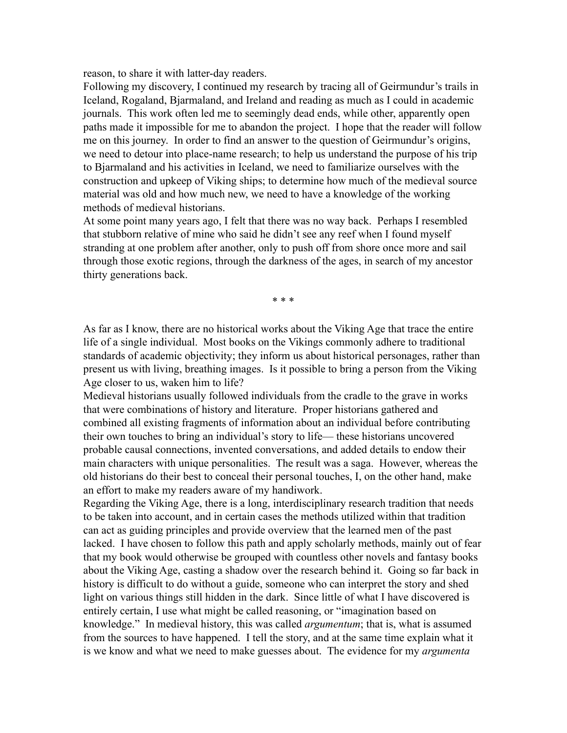reason, to share it with latter-day readers.

Following my discovery, I continued my research by tracing all of Geirmundur's trails in Iceland, Rogaland, Bjarmaland, and Ireland and reading as much as I could in academic journals. This work often led me to seemingly dead ends, while other, apparently open paths made it impossible for me to abandon the project. I hope that the reader will follow me on this journey. In order to find an answer to the question of Geirmundur's origins, we need to detour into place-name research; to help us understand the purpose of his trip to Bjarmaland and his activities in Iceland, we need to familiarize ourselves with the construction and upkeep of Viking ships; to determine how much of the medieval source material was old and how much new, we need to have a knowledge of the working methods of medieval historians.

At some point many years ago, I felt that there was no way back. Perhaps I resembled that stubborn relative of mine who said he didn't see any reef when I found myself stranding at one problem after another, only to push off from shore once more and sail through those exotic regions, through the darkness of the ages, in search of my ancestor thirty generations back.

\* \* \*

As far as I know, there are no historical works about the Viking Age that trace the entire life of a single individual. Most books on the Vikings commonly adhere to traditional standards of academic objectivity; they inform us about historical personages, rather than present us with living, breathing images. Is it possible to bring a person from the Viking Age closer to us, waken him to life?

Medieval historians usually followed individuals from the cradle to the grave in works that were combinations of history and literature. Proper historians gathered and combined all existing fragments of information about an individual before contributing their own touches to bring an individual's story to life— these historians uncovered probable causal connections, invented conversations, and added details to endow their main characters with unique personalities. The result was a saga. However, whereas the old historians do their best to conceal their personal touches, I, on the other hand, make an effort to make my readers aware of my handiwork.

Regarding the Viking Age, there is a long, interdisciplinary research tradition that needs to be taken into account, and in certain cases the methods utilized within that tradition can act as guiding principles and provide overview that the learned men of the past lacked. I have chosen to follow this path and apply scholarly methods, mainly out of fear that my book would otherwise be grouped with countless other novels and fantasy books about the Viking Age, casting a shadow over the research behind it. Going so far back in history is difficult to do without a guide, someone who can interpret the story and shed light on various things still hidden in the dark. Since little of what I have discovered is entirely certain, I use what might be called reasoning, or "imagination based on knowledge." In medieval history, this was called *argumentum*; that is, what is assumed from the sources to have happened. I tell the story, and at the same time explain what it is we know and what we need to make guesses about. The evidence for my *argumenta*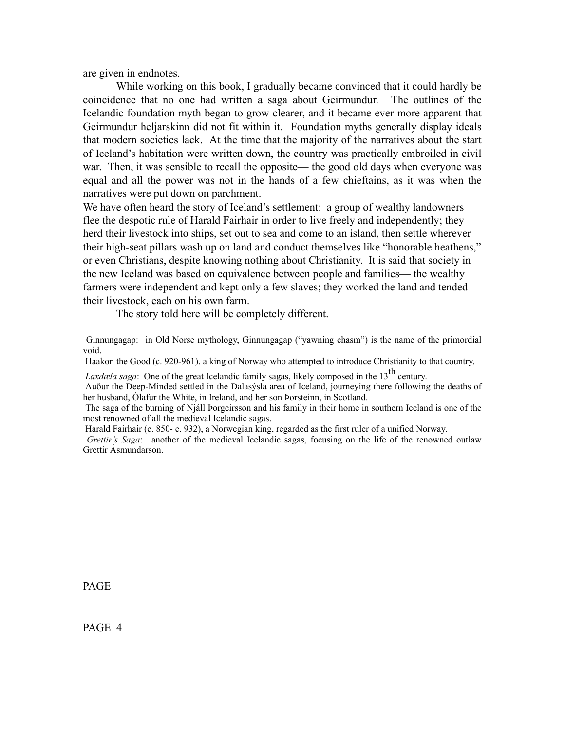are given in endnotes.

While working on this book, I gradually became convinced that it could hardly be coincidence that no one had written a saga about Geirmundur. The outlines of the Icelandic foundation myth began to grow clearer, and it became ever more apparent that Geirmundur heljarskinn did not fit within it. Foundation myths generally display ideals that modern societies lack. At the time that the majority of the narratives about the start of Iceland's habitation were written down, the country was practically embroiled in civil war. Then, it was sensible to recall the opposite— the good old days when everyone was equal and all the power was not in the hands of a few chieftains, as it was when the narratives were put down on parchment.

We have often heard the story of Iceland's settlement: a group of wealthy landowners flee the despotic rule of Harald Fairhair in order to live freely and independently; they herd their livestock into ships, set out to sea and come to an island, then settle wherever their high-seat pillars wash up on land and conduct themselves like "honorable heathens," or even Christians, despite knowing nothing about Christianity. It is said that society in the new Iceland was based on equivalence between people and families— the wealthy farmers were independent and kept only a few slaves; they worked the land and tended their livestock, each on his own farm.

The story told here will be completely different.

Ginnungagap: in Old Norse mythology, Ginnungagap ("yawning chasm") is the name of the primordial void.

Haakon the Good (c. 920-961), a king of Norway who attempted to introduce Christianity to that country.

*Laxdæla saga*: One of the great Icelandic family sagas, likely composed in the 13th century.

Auður the Deep-Minded settled in the Dalasýsla area of Iceland, journeying there following the deaths of her husband, Ólafur the White, in Ireland, and her son Þorsteinn, in Scotland.

The saga of the burning of Njáll Þorgeirsson and his family in their home in southern Iceland is one of the most renowned of all the medieval Icelandic sagas.

Harald Fairhair (c. 850- c. 932), a Norwegian king, regarded as the first ruler of a unified Norway.

*Grettir's Saga*: another of the medieval Icelandic sagas, focusing on the life of the renowned outlaw Grettir Ásmundarson.